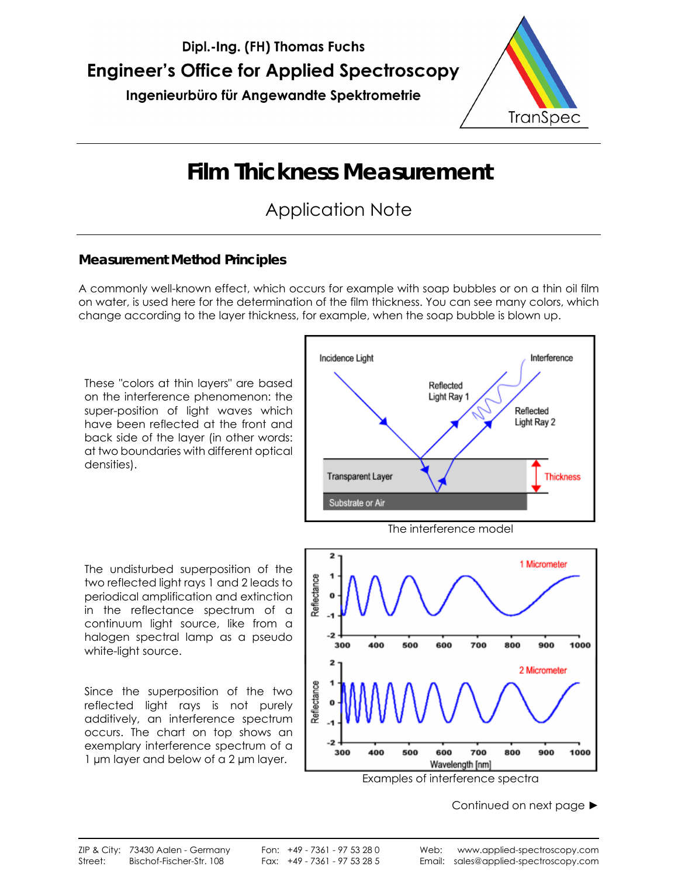Dipl.-Ing. (FH) Thomas Fuchs

**Engineer's Office for Applied Spectroscopy**

Ingenieurbüro für Angewandte Spektrometrie

TranSpec

# Film Thickness Measurement

## Application Note

### Measurement Method Principles

A commonly well-known effect, which occurs for example with soap bubbles or on a thin oil film on water, is used here for the determination of the film thickness. You can see many colors, which change according to the layer thickness, for example, when the soap bubble is blown up.

These "colors at thin layers" are based on the interference phenomenon: the super-position of light waves which have been reflected at the front and back side of the layer (in other words: at two boundaries with different optical densities).

The interference model

The undisturbed superposition of the two reflected light rays 1 and 2 leads to periodical amplification and extinction in the reflectance spectrum of a continuum light source, like from a halogen spectral lamp as a pseudo white-light source.

Since the superposition of the two reflected light rays is not purely additively, an interference spectrum occurs. The chart on top shows an exemplary interference spectrum of a 1 µm layer and below of a 2 µm layer.

Examples of interference spectra

Continued on next page ►

ZIP & City: 73430 Aalen - Germany
Street: Bischof-Fischer-Str. 108
Fon: +49 - 7361 - 97 53 28 0
Fax: +49 - 7361 - 97 53 28 5
Web: www.applied-spectroscopy.com
Email: sales@applied-spectroscopy.com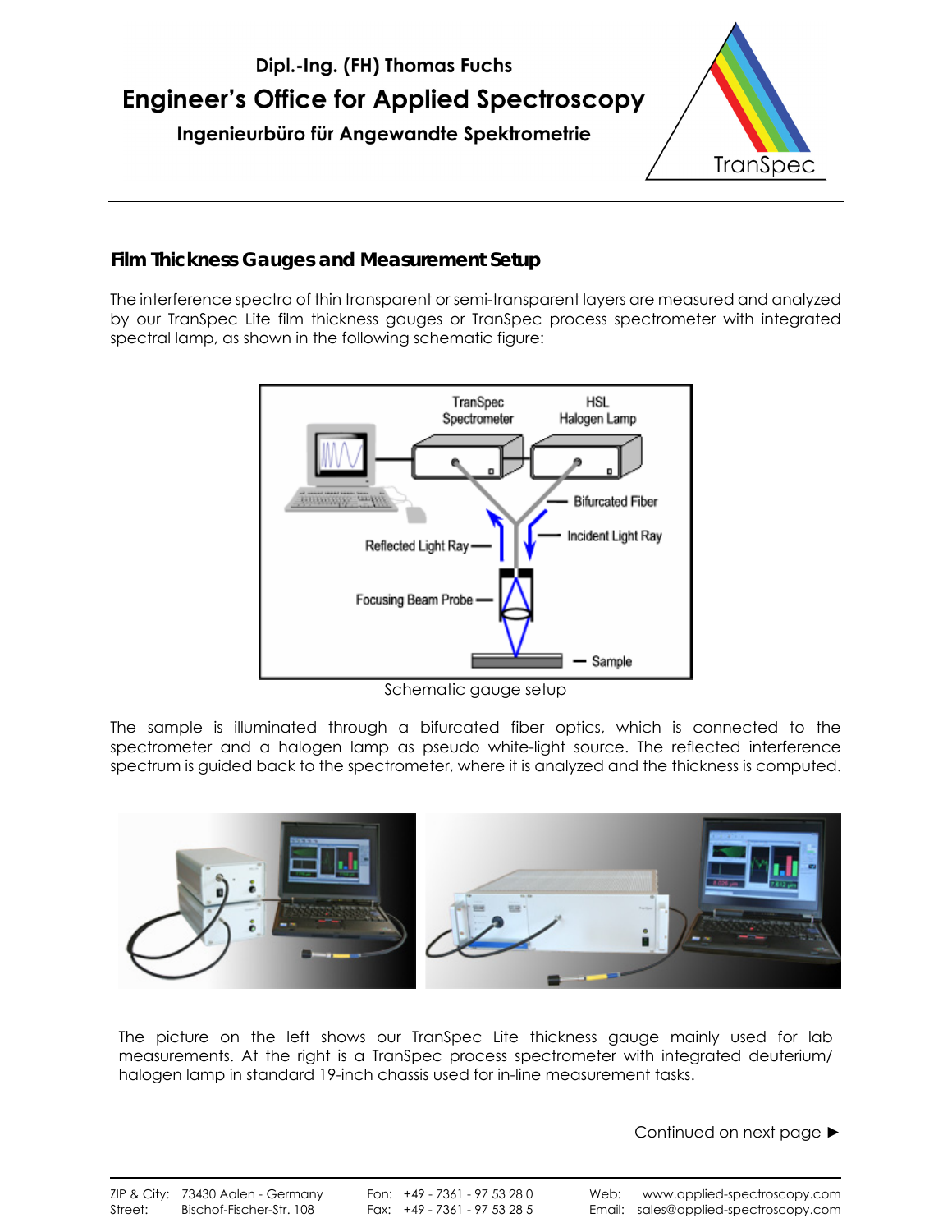## Film Thickness Gauges and Measurement Setup

The interference spectra of thin transparent or semi-transparent layers are measured and analyzed by our TranSpec Lite film thickness gauges or TranSpec process spectrometer with integrated spectral lamp, as shown in the following schematic figure:

Schematic gauge setup

The sample is illuminated through a bifurcated fiber optics, which is connected to the spectrometer and a halogen lamp as pseudo white-light source. The reflected interference spectrum is guided back to the spectrometer, where it is analyzed and the thickness is computed.

The picture on the left shows our TranSpec Lite thickness gauge mainly used for lab measurements. At the right is a TranSpec process spectrometer with integrated deuterium/ halogen lamp in standard 19-inch chassis used for in-line measurement tasks.

Continued on next page ►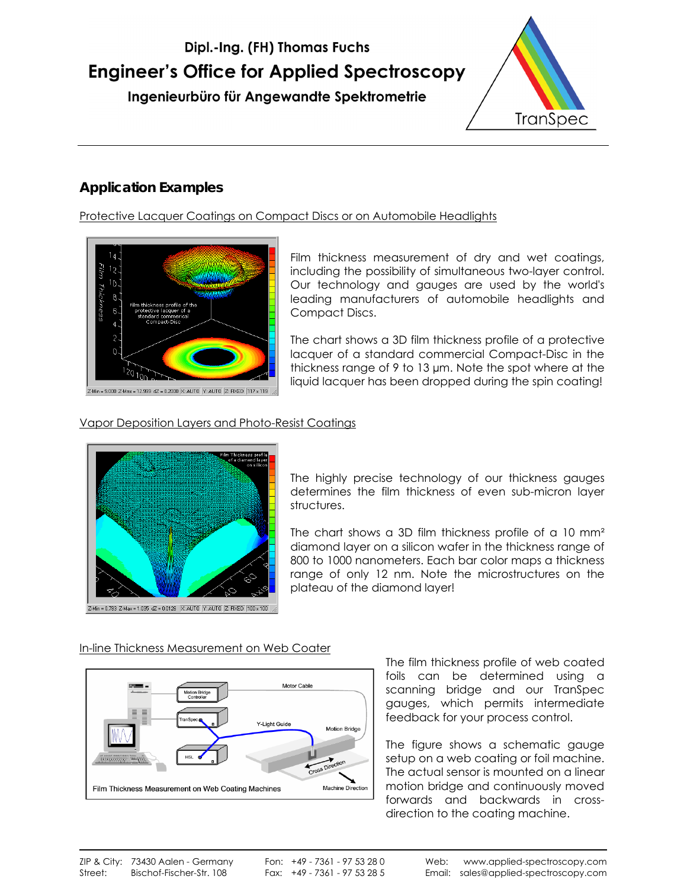## Application Examples

### Protective Lacquer Coatings on Compact Discs or on Automobile Headlights

Film Thickness

Film thickness profile of the protective lacquer of a standard commercial Compact-Disc

Z-Min = 9.000 Z-Max = 12.999 dZ = 0.2000 X: AUTO Y: AUTO Z: FIXED 117 x 119

Film thickness measurement of dry and wet coatings, including the possibility of simultaneous two-layer control. Our technology and gauges are used by the world's leading manufacturers of automobile headlights and Compact Discs.

The chart shows a 3D film thickness profile of a protective lacquer of a standard commercial Compact-Disc in the thickness range of 9 to 13 µm. Note the spot where at the liquid lacquer has been dropped during the spin coating!

### Vapor Deposition Layers and Photo-Resist Coatings

Film Thickness profile of a diamond layer on silicon

Z-Min = 0.788 Z-Max = 1.035 dZ = 0.0126 X: AUTO Y: AUTO Z: FIXED 100 x 100

The highly precise technology of our thickness gauges determines the film thickness of even sub-micron layer structures.

The chart shows a 3D film thickness profile of a 10 mm² diamond layer on a silicon wafer in the thickness range of 800 to 1000 nanometers. Each bar color maps a thickness range of only 12 nm. Note the microstructures on the plateau of the diamond layer!

### In-line Thickness Measurement on Web Coater

Motion Bridge Controller

Motor Cable

TranSpec

Y-Light Guide

Motion Bridge

HSL

Cross Direction

Machine Direction

Film Thickness Measurement on Web Coating Machines

The film thickness profile of web coated foils can be determined using a scanning bridge and our TranSpec gauges, which permits intermediate feedback for your process control.

The figure shows a schematic gauge setup on a web coating or foil machine. The actual sensor is mounted on a linear motion bridge and continuously moved forwards and backwards in cross-direction to the coating machine.